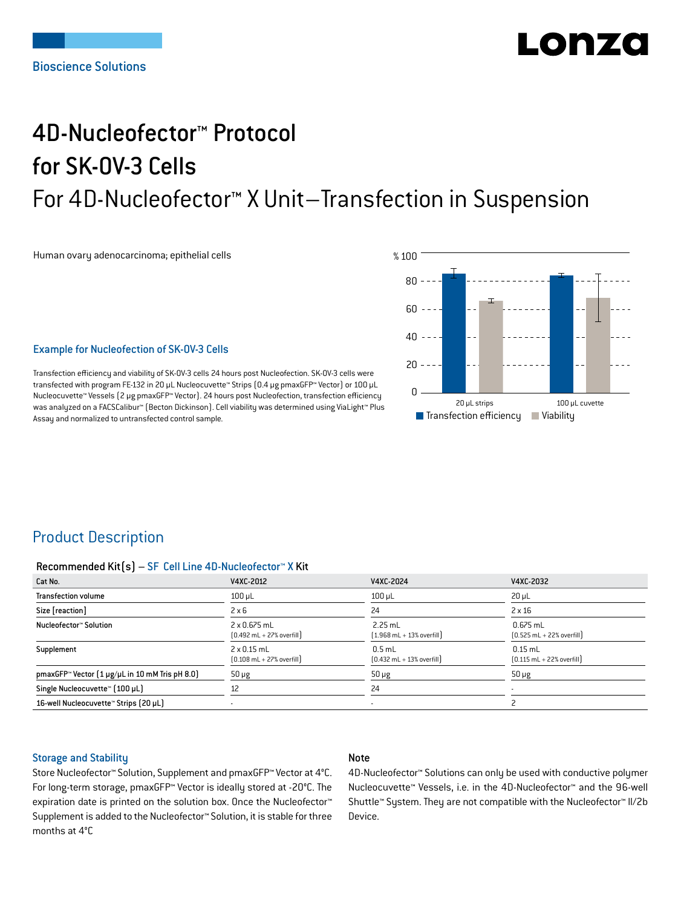Bioscience Solutions

# 4D-Nucleofector™ Protocol for SK-OV-3 Cells

## For 4D-Nucleofector™ X Unit–Transfection in Suspension

Human ovary adenocarcinoma; epithelial cells

### Example for Nucleofection of SK-OV-3 Cells

Transfection efficiency and viability of SK-OV-3 cells 24 hours post Nucleofection. SK-OV-3 cells were transfected with program FE-132 in 20 µL Nucleocuvette™ Strips (0.4 µg pmaxGFP™ Vector) or 100 µL Nucleocuvette™ Vessels (2 µg pmaxGFP™ Vector). 24 hours post Nucleofection, transfection efficiency was analyzed on a FACSCalibur™ (Becton Dickinson). Cell viability was determined using ViaLight™ Plus Assay and normalized to untransfected control sample.

## Product Description

**Recommended Kit(s) – SF Cell Line 4D-Nucleofector™ X Kit**

| Cat No. | V4XC-2012 | V4XC-2024 | V4XC-2032 |
|---|---|---|---|
| Transfection volume | 100 µL | 100 µL | 20 µL |
| Size [reaction] | 2 x 6 | 24 | 2 x 16 |
| Nucleofector™ Solution | 2 x 0.675 mL (0.492 mL + 27% overfill) | 2.25 mL (1.968 mL + 13% overfill) | 0.675 mL (0.525 mL + 22% overfill) |
| Supplement | 2 x 0.15 mL (0.108 mL + 27% overfill) | 0.5 mL (0.432 mL + 13% overfill) | 0.15 mL (0.115 mL + 22% overfill) |
| pmaxGFP™ Vector (1 µg/µL in 10 mM Tris pH 8.0) | 50 µg | 50 µg | 50 µg |
| Single Nucleocuvette™ (100 µL) | 12 | 24 | - |
| 16-well Nucleocuvette™ Strips (20 µL) | - | - | 2 |

### Storage and Stability

Store Nucleofector™ Solution, Supplement and pmaxGFP™ Vector at 4°C. For long-term storage, pmaxGFP™ Vector is ideally stored at -20°C. The expiration date is printed on the solution box. Once the Nucleofector™ Supplement is added to the Nucleofector™ Solution, it is stable for three months at 4°C

### Note

4D-Nucleofector™ Solutions can only be used with conductive polymer Nucleocuvette™ Vessels, i.e. in the 4D-Nucleofector™ and the 96-well Shuttle™ System. They are not compatible with the Nucleofector™ II/2b Device.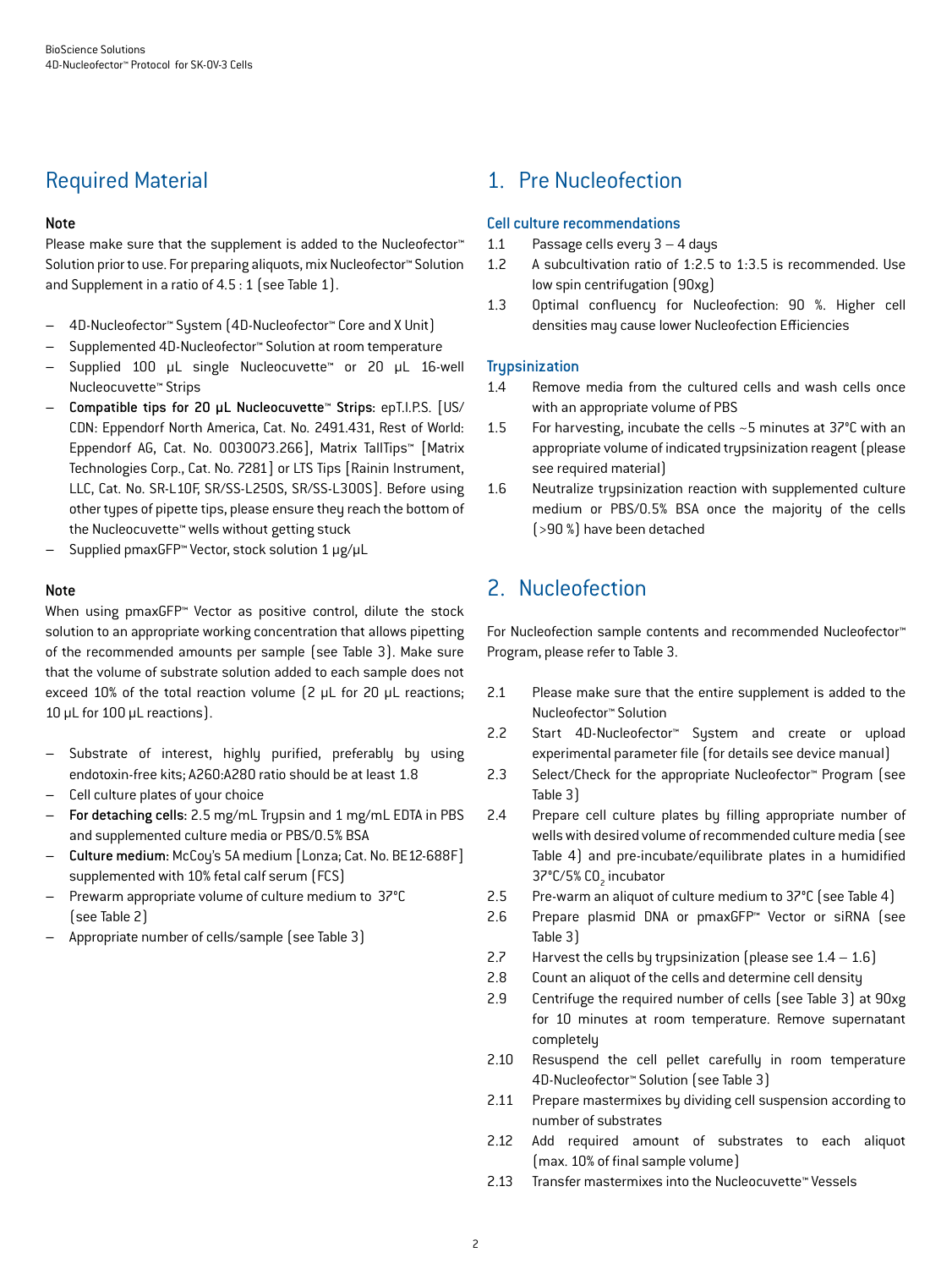## Required Material

**Note**

Please make sure that the supplement is added to the Nucleofector™ Solution prior to use. For preparing aliquots, mix Nucleofector™ Solution and Supplement in a ratio of 4.5 : 1 (see Table 1).

- 4D-Nucleofector™ System (4D-Nucleofector™ Core and X Unit)
- Supplemented 4D-Nucleofector™ Solution at room temperature
- Supplied 100 µL single Nucleocuvette™ or 20 µL 16-well Nucleocuvette™ Strips
- **Compatible tips for 20 µL Nucleocuvette™ Strips**: epT.I.P.S. [US/CDN: Eppendorf North America, Cat. No. 2491.431, Rest of World: Eppendorf AG, Cat. No. 0030073.266], Matrix TallTips™ [Matrix Technologies Corp., Cat. No. 7281] or LTS Tips [Rainin Instrument, LLC, Cat. No. SR-L10F, SR/SS-L250S, SR/SS-L300S]. Before using other types of pipette tips, please ensure they reach the bottom of the Nucleocuvette™ wells without getting stuck
- Supplied pmaxGFP™ Vector, stock solution 1 µg/µL

**Note**

When using pmaxGFP™ Vector as positive control, dilute the stock solution to an appropriate working concentration that allows pipetting of the recommended amounts per sample (see Table 3). Make sure that the volume of substrate solution added to each sample does not exceed 10% of the total reaction volume (2 µL for 20 µL reactions; 10 µL for 100 µL reactions).

- Substrate of interest, highly purified, preferably by using endotoxin-free kits; A260:A280 ratio should be at least 1.8
- Cell culture plates of your choice
- **For detaching cells**: 2.5 mg/mL Trypsin and 1 mg/mL EDTA in PBS and supplemented culture media or PBS/0.5% BSA
- **Culture medium:** McCoy's 5A medium [Lonza; Cat. No. BE12-688F] supplemented with 10% fetal calf serum (FCS)
- Prewarm appropriate volume of culture medium to 37°C (see Table 2)
- Appropriate number of cells/sample (see Table 3)

## 1. Pre Nucleofection

### Cell culture recommendations

1.1 Passage cells every 3 – 4 days

1.2 A subcultivation ratio of 1:2.5 to 1:3.5 is recommended. Use low spin centrifugation (90xg)

1.3 Optimal confluency for Nucleofection: 90 %. Higher cell densities may cause lower Nucleofection Efficiencies

### Trypsinization

1.4 Remove media from the cultured cells and wash cells once with an appropriate volume of PBS

1.5 For harvesting, incubate the cells ~5 minutes at 37°C with an appropriate volume of indicated trypsinization reagent (please see required material)

1.6 Neutralize trypsinization reaction with supplemented culture medium or PBS/0.5% BSA once the majority of the cells (>90 %) have been detached

## 2. Nucleofection

For Nucleofection sample contents and recommended Nucleofector™ Program, please refer to Table 3.

2.1 Please make sure that the entire supplement is added to the Nucleofector™ Solution

2.2 Start 4D-Nucleofector™ System and create or upload experimental parameter file (for details see device manual)

2.3 Select/Check for the appropriate Nucleofector™ Program (see Table 3)

2.4 Prepare cell culture plates by filling appropriate number of wells with desired volume of recommended culture media (see Table 4) and pre-incubate/equilibrate plates in a humidified 37°C/5% $CO_2$ incubator

2.5 Pre-warm an aliquot of culture medium to 37°C (see Table 4)

2.6 Prepare plasmid DNA or pmaxGFP™ Vector or siRNA (see Table 3)

2.7 Harvest the cells by trypsinization (please see 1.4 – 1.6)

2.8 Count an aliquot of the cells and determine cell density

2.9 Centrifuge the required number of cells (see Table 3) at 90xg for 10 minutes at room temperature. Remove supernatant completely

2.10 Resuspend the cell pellet carefully in room temperature 4D-Nucleofector™ Solution (see Table 3)

2.11 Prepare mastermixes by dividing cell suspension according to number of substrates

2.12 Add required amount of substrates to each aliquot (max. 10% of final sample volume)

2.13 Transfer mastermixes into the Nucleocuvette™ Vessels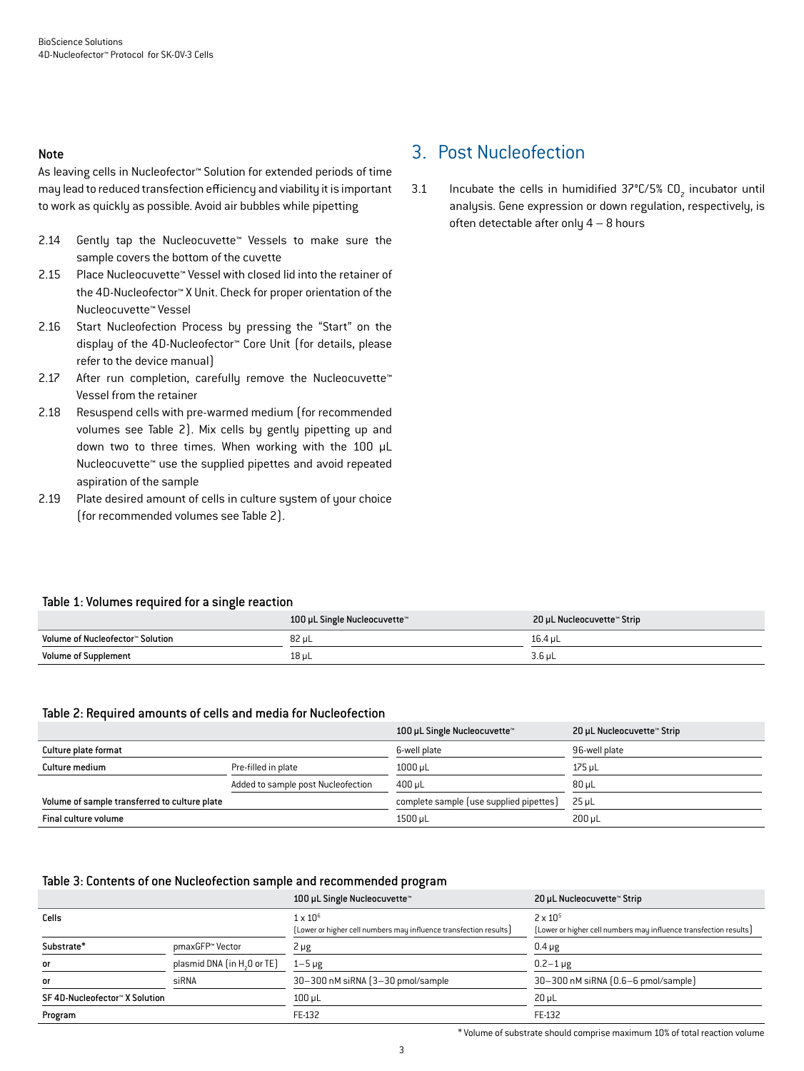**Note**

As leaving cells in Nucleofector™ Solution for extended periods of time may lead to reduced transfection efficiency and viability it is important to work as quickly as possible. Avoid air bubbles while pipetting

2.14 Gently tap the Nucleocuvette™ Vessels to make sure the sample covers the bottom of the cuvette

2.15 Place Nucleocuvette™ Vessel with closed lid into the retainer of the 4D-Nucleofector™ X Unit. Check for proper orientation of the Nucleocuvette™ Vessel

2.16 Start Nucleofection Process by pressing the "Start" on the display of the 4D-Nucleofector™ Core Unit (for details, please refer to the device manual)

2.17 After run completion, carefully remove the Nucleocuvette™ Vessel from the retainer

2.18 Resuspend cells with pre-warmed medium (for recommended volumes see Table 2). Mix cells by gently pipetting up and down two to three times. When working with the 100 µL Nucleocuvette™ use the supplied pipettes and avoid repeated aspiration of the sample

2.19 Plate desired amount of cells in culture system of your choice (for recommended volumes see Table 2).

## 3. Post Nucleofection

3.1 Incubate the cells in humidified 37°C/5% $CO_2$ incubator until analysis. Gene expression or down regulation, respectively, is often detectable after only 4 – 8 hours

**Table 1: Volumes required for a single reaction**

| | 100 µL Single Nucleocuvette™ | 20 µL Nucleocuvette™ Strip |
|---|---|---|
| Volume of Nucleofector™ Solution | 82 µL | 16.4 µL |
| Volume of Supplement | 18 µL | 3.6 µL |

**Table 2: Required amounts of cells and media for Nucleofection**

| | | 100 µL Single Nucleocuvette™ | 20 µL Nucleocuvette™ Strip |
|---|---|---|---|
| Culture plate format | | 6-well plate | 96-well plate |
| Culture medium | Pre-filled in plate | 1000 µL | 175 µL |
| | Added to sample post Nucleofection | 400 µL | 80 µL |
| Volume of sample transferred to culture plate | | complete sample (use supplied pipettes) | 25 µL |
| Final culture volume | | 1500 µL | 200 µL |

**Table 3: Contents of one Nucleofection sample and recommended program**

| | | 100 µL Single Nucleocuvette™ | 20 µL Nucleocuvette™ Strip |
|---|---|---|---|
| Cells | | $1 \times 10^6$ (Lower or higher cell numbers may influence transfection results) | $2 \times 10^5$ (Lower or higher cell numbers may influence transfection results) |
| Substrate* | pmaxGFP™ Vector | 2 µg | 0.4 µg |
| or | plasmid DNA (in $H_2O$ or TE) | 1–5 µg | 0.2–1 µg |
| or | siRNA | 30–300 nM siRNA (3–30 pmol/sample | 30–300 nM siRNA (0.6–6 pmol/sample) |
| SF 4D-Nucleofector™ X Solution | | 100 µL | 20 µL |
| Program | | FE-132 | FE-132 |

* Volume of substrate should comprise maximum 10% of total reaction volume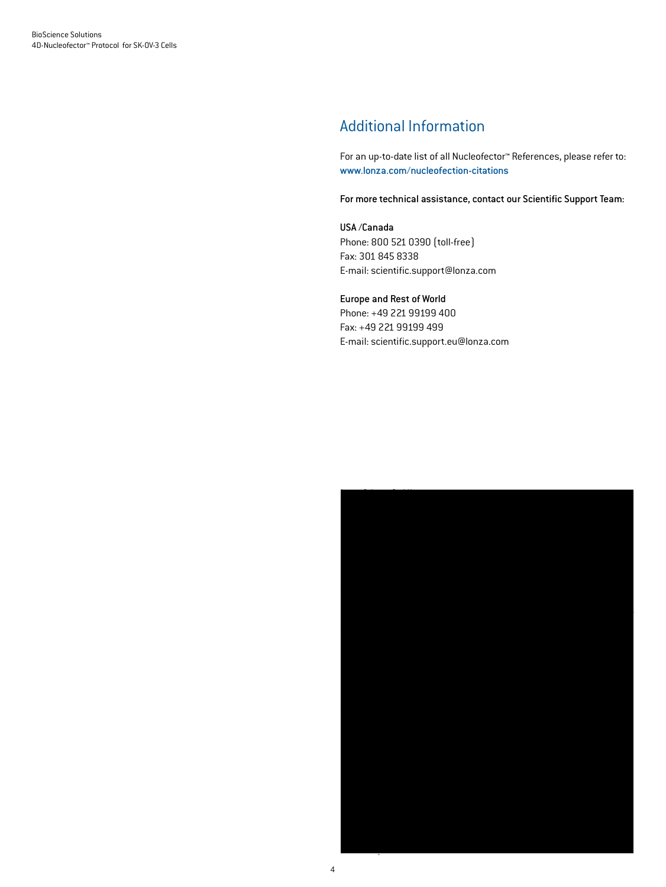## Additional Information

For an up-to-date list of all Nucleofector™ References, please refer to:
www.lonza.com/nucleofection-citations

**For more technical assistance, contact our Scientific Support Team:**

**USA /Canada**
Phone: 800 521 0390 (toll-free)
Fax: 301 845 8338
E-mail: scientific.support@lonza.com

**Europe and Rest of World**
Phone: +49 221 99199 400
Fax: +49 221 99199 499
E-mail: scientific.support.eu@lonza.com